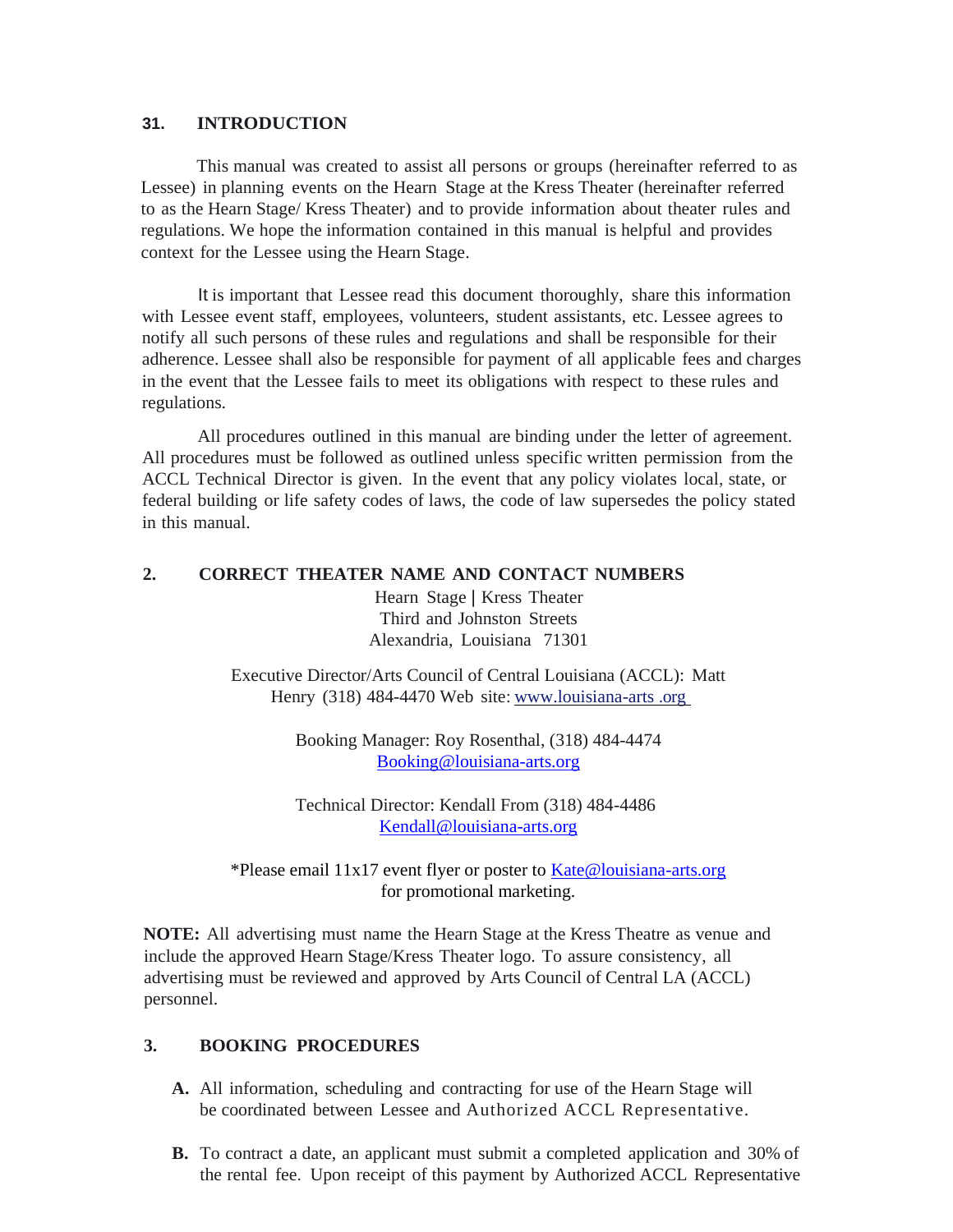## 31. INTRODUCTION

This manual was created to assist all persons or groups (hereinafter referred to as Lessee) in planning events on the Hearn Stage at the Kress Theater (hereinafter referred to as the Hearn Stage/ Kress Theater) and to provide information about theater rules and regulations. We hope the information contained in this manual is helpful and provides context for the Lessee using the Hearn Stage.

It is important that Lessee read this document thoroughly, share this information with Lessee event staff, employees, volunteers, student assistants, etc. Lessee agrees to notify all such persons of these rules and regulations and shall be responsible for their adherence. Lessee shall also be responsible for payment of all applicable fees and charges in the event that the Lessee fails to meet its obligations with respect to these rules and regulations.

All procedures outlined in this manual are binding under the letter of agreement. All procedures must be followed as outlined unless specific written permission from the ACCL Technical Director is given. In the event that any policy violates local, state, or federal building or life safety codes of laws, the code of law supersedes the policy stated in this manual.

## 2. CORRECT THEATER NAME AND CONTACT NUMBERS

Hearn Stage | Kress Theater
Third and Johnston Streets
Alexandria, Louisiana 71301

Executive Director/Arts Council of Central Louisiana (ACCL): Matt Henry (318) 484-4470 Web site: www.louisiana-arts .org

Booking Manager: Roy Rosenthal, (318) 484-4474
Booking@louisiana-arts.org

Technical Director: Kendall From (318) 484-4486
Kendall@louisiana-arts.org

*Please email 11x17 event flyer or poster to Kate@louisiana-arts.org for promotional marketing.

**NOTE:** All advertising must name the Hearn Stage at the Kress Theatre as venue and include the approved Hearn Stage/Kress Theater logo. To assure consistency, all advertising must be reviewed and approved by Arts Council of Central LA (ACCL) personnel.

## 3. BOOKING PROCEDURES

**A.** All information, scheduling and contracting for use of the Hearn Stage will be coordinated between Lessee and Authorized ACCL Representative.

**B.** To contract a date, an applicant must submit a completed application and 30% of the rental fee. Upon receipt of this payment by Authorized ACCL Representative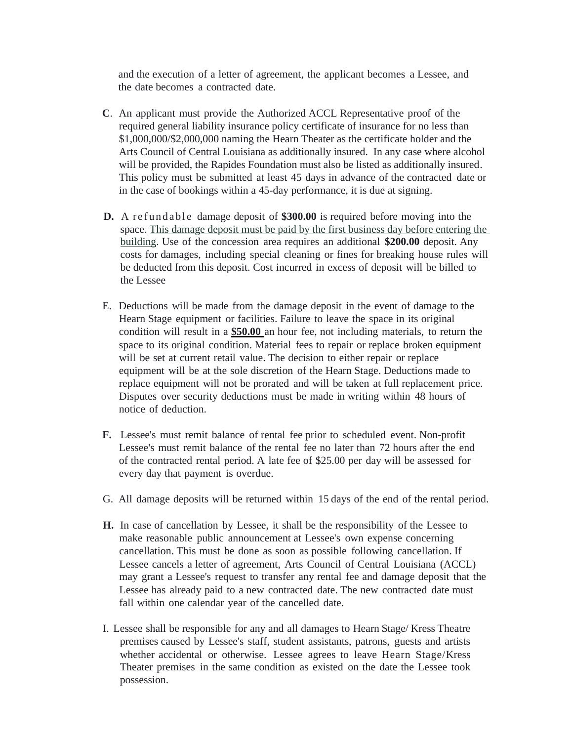and the execution of a letter of agreement, the applicant becomes a Lessee, and the date becomes a contracted date.

**C**. An applicant must provide the Authorized ACCL Representative proof of the required general liability insurance policy certificate of insurance for no less than $1,000,000/$2,000,000 naming the Hearn Theater as the certificate holder and the Arts Council of Central Louisiana as additionally insured. In any case where alcohol will be provided, the Rapides Foundation must also be listed as additionally insured. This policy must be submitted at least 45 days in advance of the contracted date or in the case of bookings within a 45-day performance, it is due at signing.

**D.** A refundable damage deposit of **$300.00** is required before moving into the space. <u>This damage deposit must be paid by the first business day before entering the building</u>. Use of the concession area requires an additional **$200.00** deposit. Any costs for damages, including special cleaning or fines for breaking house rules will be deducted from this deposit. Cost incurred in excess of deposit will be billed to the Lessee

E. Deductions will be made from the damage deposit in the event of damage to the Hearn Stage equipment or facilities. Failure to leave the space in its original condition will result in a **<u>$50.00</u>** an hour fee, not including materials, to return the space to its original condition. Material fees to repair or replace broken equipment will be set at current retail value. The decision to either repair or replace equipment will be at the sole discretion of the Hearn Stage. Deductions made to replace equipment will not be prorated and will be taken at full replacement price. Disputes over security deductions must be made in writing within 48 hours of notice of deduction.

**F.** Lessee's must remit balance of rental fee prior to scheduled event. Non-profit Lessee's must remit balance of the rental fee no later than 72 hours after the end of the contracted rental period. A late fee of $25.00 per day will be assessed for every day that payment is overdue.

G. All damage deposits will be returned within 15 days of the end of the rental period.

**H.** In case of cancellation by Lessee, it shall be the responsibility of the Lessee to make reasonable public announcement at Lessee's own expense concerning cancellation. This must be done as soon as possible following cancellation. If Lessee cancels a letter of agreement, Arts Council of Central Louisiana (ACCL) may grant a Lessee's request to transfer any rental fee and damage deposit that the Lessee has already paid to a new contracted date. The new contracted date must fall within one calendar year of the cancelled date.

I. Lessee shall be responsible for any and all damages to Hearn Stage/ Kress Theatre premises caused by Lessee's staff, student assistants, patrons, guests and artists whether accidental or otherwise. Lessee agrees to leave Hearn Stage/Kress Theater premises in the same condition as existed on the date the Lessee took possession.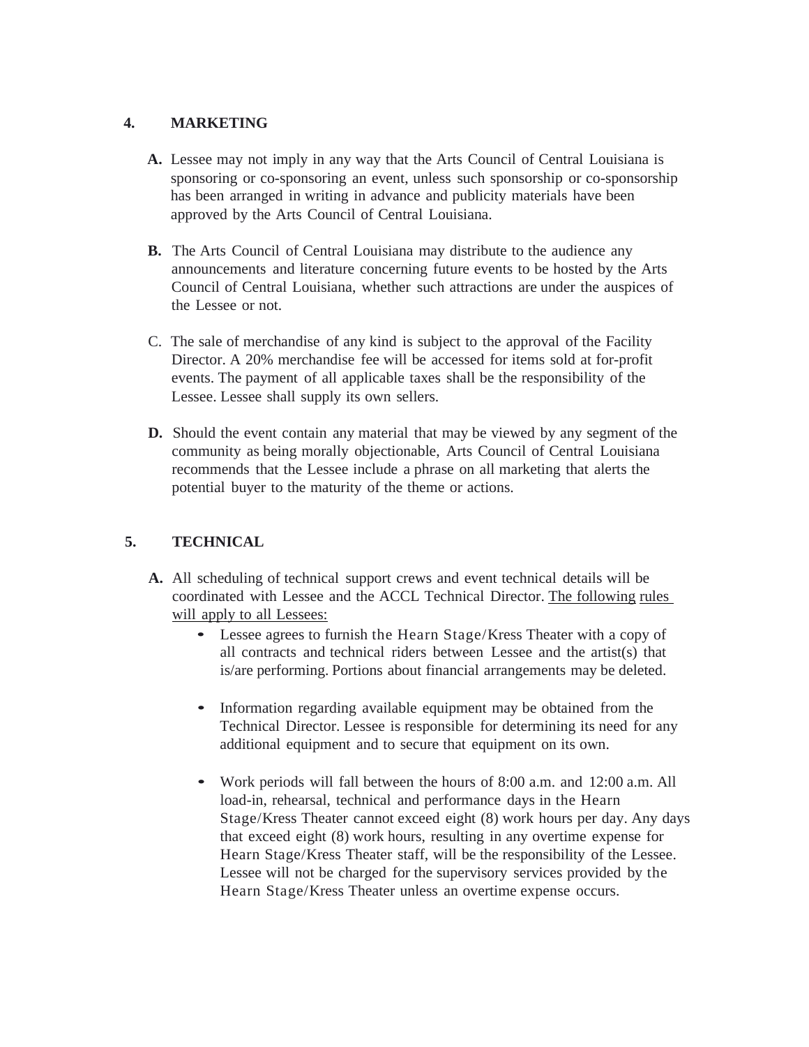## 4. MARKETING

**A.** Lessee may not imply in any way that the Arts Council of Central Louisiana is sponsoring or co-sponsoring an event, unless such sponsorship or co-sponsorship has been arranged in writing in advance and publicity materials have been approved by the Arts Council of Central Louisiana.

**B.** The Arts Council of Central Louisiana may distribute to the audience any announcements and literature concerning future events to be hosted by the Arts Council of Central Louisiana, whether such attractions are under the auspices of the Lessee or not.

C. The sale of merchandise of any kind is subject to the approval of the Facility Director. A 20% merchandise fee will be accessed for items sold at for-profit events. The payment of all applicable taxes shall be the responsibility of the Lessee. Lessee shall supply its own sellers.

**D.** Should the event contain any material that may be viewed by any segment of the community as being morally objectionable, Arts Council of Central Louisiana recommends that the Lessee include a phrase on all marketing that alerts the potential buyer to the maturity of the theme or actions.

## 5. TECHNICAL

**A.** All scheduling of technical support crews and event technical details will be coordinated with Lessee and the ACCL Technical Director. The following rules will apply to all Lessees:

- Lessee agrees to furnish the Hearn Stage/Kress Theater with a copy of all contracts and technical riders between Lessee and the artist(s) that is/are performing. Portions about financial arrangements may be deleted.

- Information regarding available equipment may be obtained from the Technical Director. Lessee is responsible for determining its need for any additional equipment and to secure that equipment on its own.

- Work periods will fall between the hours of 8:00 a.m. and 12:00 a.m. All load-in, rehearsal, technical and performance days in the Hearn Stage/Kress Theater cannot exceed eight (8) work hours per day. Any days that exceed eight (8) work hours, resulting in any overtime expense for Hearn Stage/Kress Theater staff, will be the responsibility of the Lessee. Lessee will not be charged for the supervisory services provided by the Hearn Stage/Kress Theater unless an overtime expense occurs.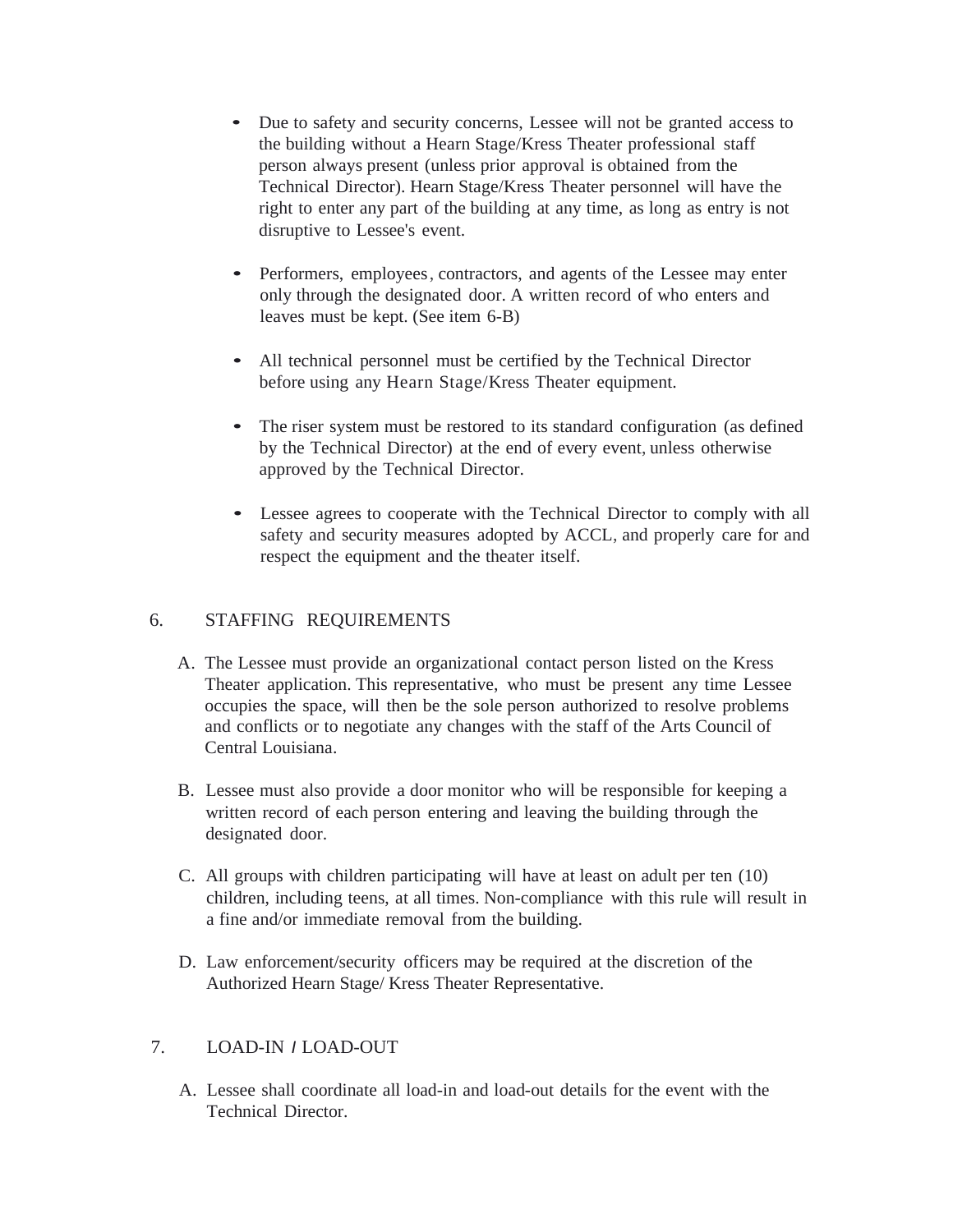- Due to safety and security concerns, Lessee will not be granted access to the building without a Hearn Stage/Kress Theater professional staff person always present (unless prior approval is obtained from the Technical Director). Hearn Stage/Kress Theater personnel will have the right to enter any part of the building at any time, as long as entry is not disruptive to Lessee's event.

- Performers, employees, contractors, and agents of the Lessee may enter only through the designated door. A written record of who enters and leaves must be kept. (See item 6-B)

- All technical personnel must be certified by the Technical Director before using any Hearn Stage/Kress Theater equipment.

- The riser system must be restored to its standard configuration (as defined by the Technical Director) at the end of every event, unless otherwise approved by the Technical Director.

- Lessee agrees to cooperate with the Technical Director to comply with all safety and security measures adopted by ACCL, and properly care for and respect the equipment and the theater itself.

## 6. STAFFING REQUIREMENTS

A. The Lessee must provide an organizational contact person listed on the Kress Theater application. This representative, who must be present any time Lessee occupies the space, will then be the sole person authorized to resolve problems and conflicts or to negotiate any changes with the staff of the Arts Council of Central Louisiana.

B. Lessee must also provide a door monitor who will be responsible for keeping a written record of each person entering and leaving the building through the designated door.

C. All groups with children participating will have at least on adult per ten (10) children, including teens, at all times. Non-compliance with this rule will result in a fine and/or immediate removal from the building.

D. Law enforcement/security officers may be required at the discretion of the Authorized Hearn Stage/ Kress Theater Representative.

## 7. LOAD-IN / LOAD-OUT

A. Lessee shall coordinate all load-in and load-out details for the event with the Technical Director.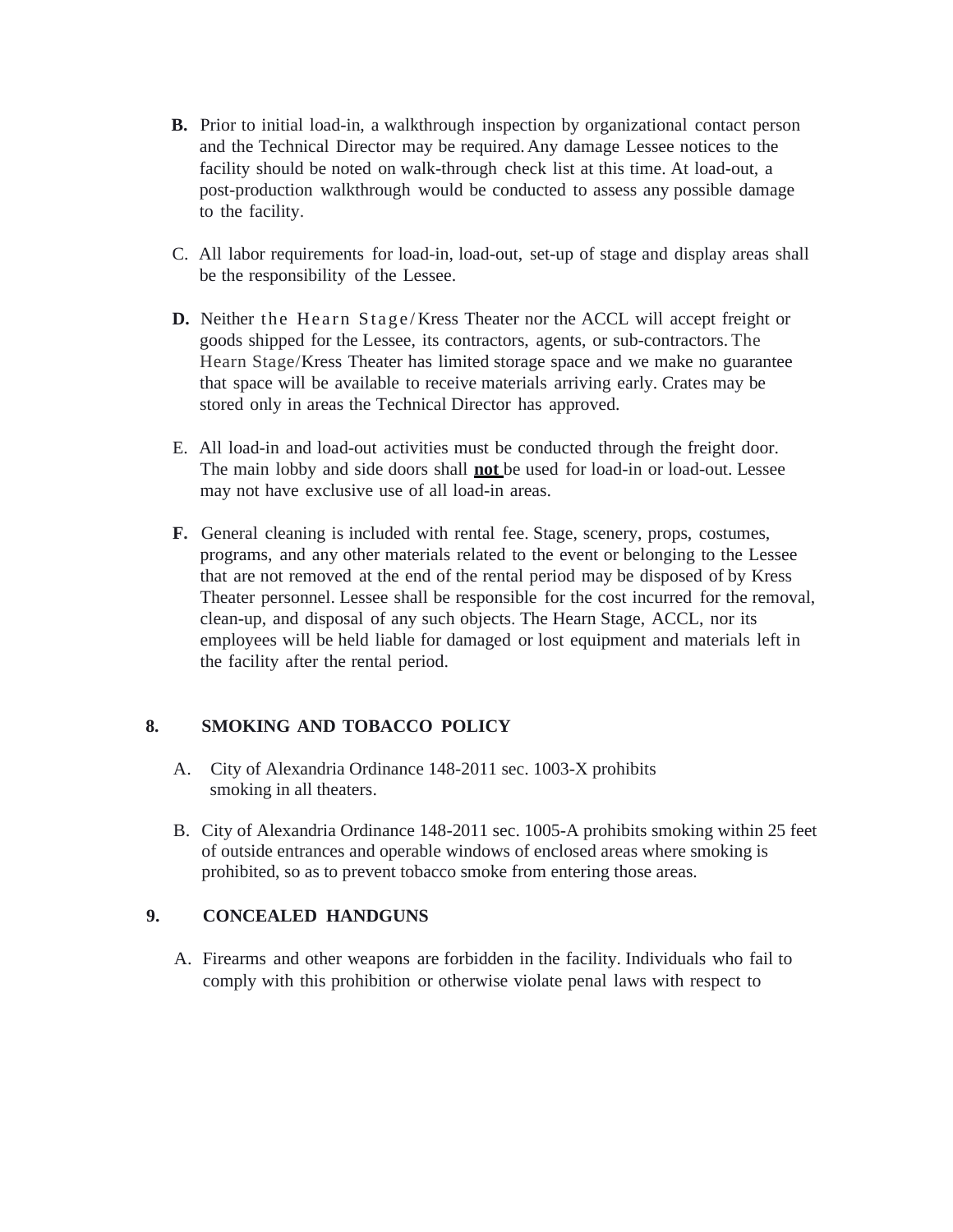**B.** Prior to initial load-in, a walkthrough inspection by organizational contact person and the Technical Director may be required. Any damage Lessee notices to the facility should be noted on walk-through check list at this time. At load-out, a post-production walkthrough would be conducted to assess any possible damage to the facility.

C. All labor requirements for load-in, load-out, set-up of stage and display areas shall be the responsibility of the Lessee.

**D.** Neither the Hearn Stage/Kress Theater nor the ACCL will accept freight or goods shipped for the Lessee, its contractors, agents, or sub-contractors. The Hearn Stage/Kress Theater has limited storage space and we make no guarantee that space will be available to receive materials arriving early. Crates may be stored only in areas the Technical Director has approved.

E. All load-in and load-out activities must be conducted through the freight door. The main lobby and side doors shall **not** be used for load-in or load-out. Lessee may not have exclusive use of all load-in areas.

**F.** General cleaning is included with rental fee. Stage, scenery, props, costumes, programs, and any other materials related to the event or belonging to the Lessee that are not removed at the end of the rental period may be disposed of by Kress Theater personnel. Lessee shall be responsible for the cost incurred for the removal, clean-up, and disposal of any such objects. The Hearn Stage, ACCL, nor its employees will be held liable for damaged or lost equipment and materials left in the facility after the rental period.

**8. SMOKING AND TOBACCO POLICY**

A. City of Alexandria Ordinance 148-2011 sec. 1003-X prohibits smoking in all theaters.

B. City of Alexandria Ordinance 148-2011 sec. 1005-A prohibits smoking within 25 feet of outside entrances and operable windows of enclosed areas where smoking is prohibited, so as to prevent tobacco smoke from entering those areas.

**9. CONCEALED HANDGUNS**

A. Firearms and other weapons are forbidden in the facility. Individuals who fail to comply with this prohibition or otherwise violate penal laws with respect to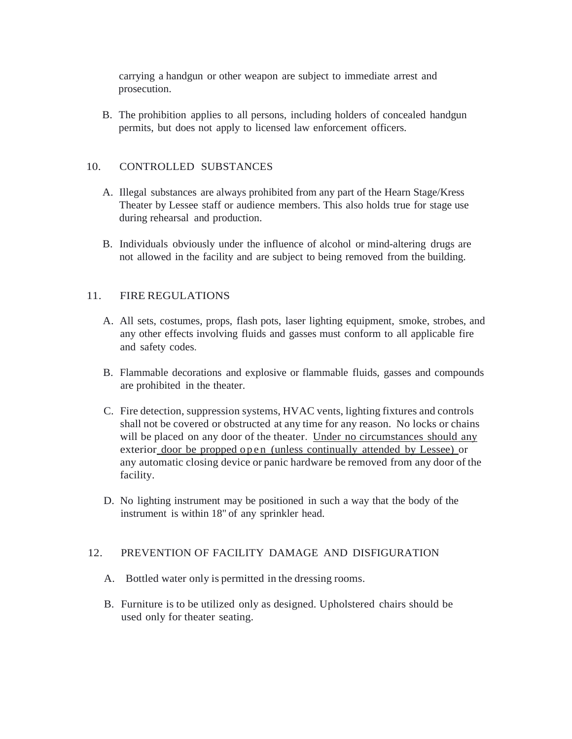carrying a handgun or other weapon are subject to immediate arrest and prosecution.

B. The prohibition applies to all persons, including holders of concealed handgun permits, but does not apply to licensed law enforcement officers.

## 10. CONTROLLED SUBSTANCES

A. Illegal substances are always prohibited from any part of the Hearn Stage/Kress Theater by Lessee staff or audience members. This also holds true for stage use during rehearsal and production.

B. Individuals obviously under the influence of alcohol or mind-altering drugs are not allowed in the facility and are subject to being removed from the building.

## 11. FIRE REGULATIONS

A. All sets, costumes, props, flash pots, laser lighting equipment, smoke, strobes, and any other effects involving fluids and gasses must conform to all applicable fire and safety codes.

B. Flammable decorations and explosive or flammable fluids, gasses and compounds are prohibited in the theater.

C. Fire detection, suppression systems, HVAC vents, lighting fixtures and controls shall not be covered or obstructed at any time for any reason. No locks or chains will be placed on any door of the theater. <u>Under no circumstances should any exterior door be propped open (unless continually attended by Lessee)</u> or any automatic closing device or panic hardware be removed from any door of the facility.

D. No lighting instrument may be positioned in such a way that the body of the instrument is within 18" of any sprinkler head.

## 12. PREVENTION OF FACILITY DAMAGE AND DISFIGURATION

A. Bottled water only is permitted in the dressing rooms.

B. Furniture is to be utilized only as designed. Upholstered chairs should be used only for theater seating.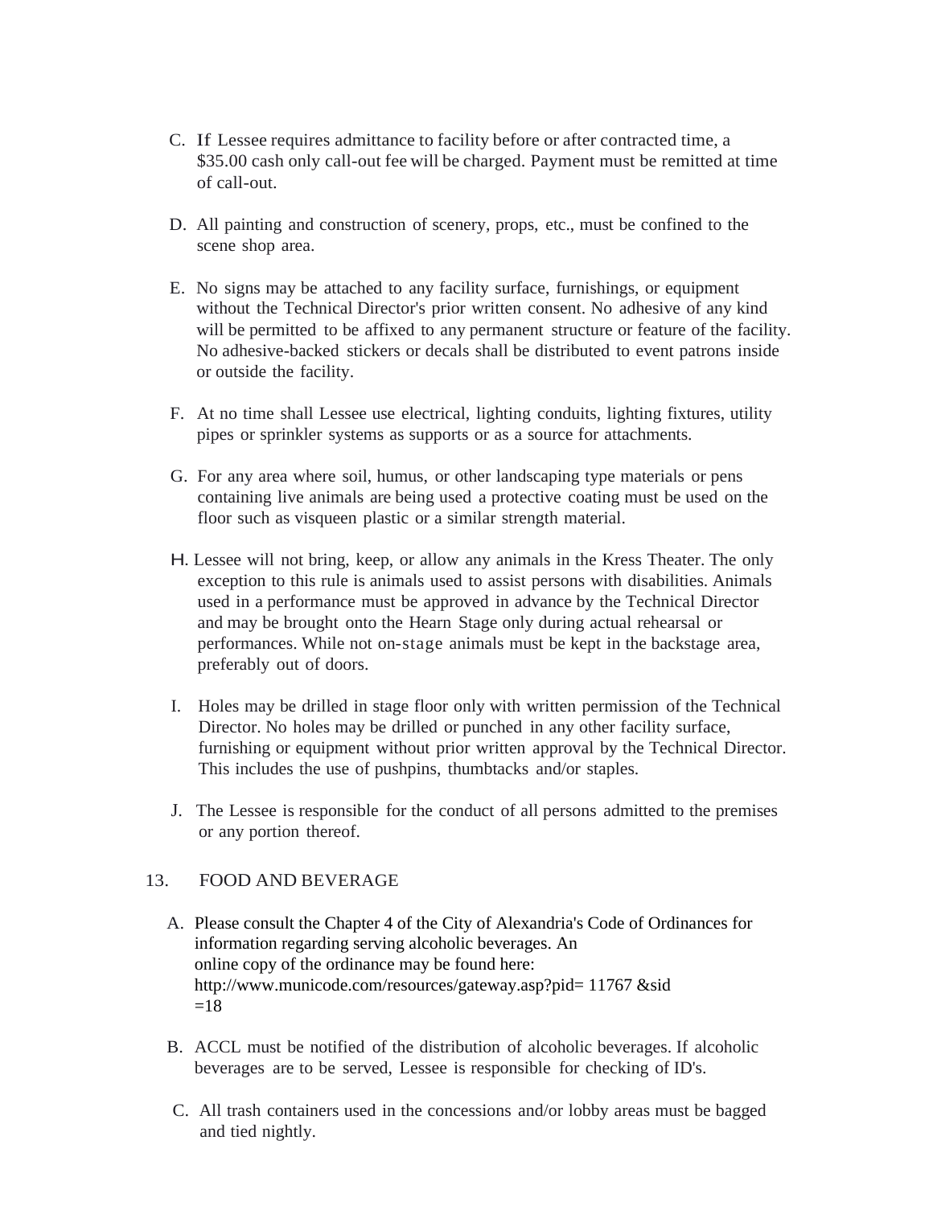C. If Lessee requires admittance to facility before or after contracted time, a $35.00 cash only call-out fee will be charged. Payment must be remitted at time of call-out.

D. All painting and construction of scenery, props, etc., must be confined to the scene shop area.

E. No signs may be attached to any facility surface, furnishings, or equipment without the Technical Director's prior written consent. No adhesive of any kind will be permitted to be affixed to any permanent structure or feature of the facility. No adhesive-backed stickers or decals shall be distributed to event patrons inside or outside the facility.

F. At no time shall Lessee use electrical, lighting conduits, lighting fixtures, utility pipes or sprinkler systems as supports or as a source for attachments.

G. For any area where soil, humus, or other landscaping type materials or pens containing live animals are being used a protective coating must be used on the floor such as visqueen plastic or a similar strength material.

H. Lessee will not bring, keep, or allow any animals in the Kress Theater. The only exception to this rule is animals used to assist persons with disabilities. Animals used in a performance must be approved in advance by the Technical Director and may be brought onto the Hearn Stage only during actual rehearsal or performances. While not on-stage animals must be kept in the backstage area, preferably out of doors.

I. Holes may be drilled in stage floor only with written permission of the Technical Director. No holes may be drilled or punched in any other facility surface, furnishing or equipment without prior written approval by the Technical Director. This includes the use of pushpins, thumbtacks and/or staples.

J. The Lessee is responsible for the conduct of all persons admitted to the premises or any portion thereof.

13. FOOD AND BEVERAGE

A. Please consult the Chapter 4 of the City of Alexandria's Code of Ordinances for information regarding serving alcoholic beverages. An online copy of the ordinance may be found here: http://www.municode.com/resources/gateway.asp?pid= 11767 &sid =18

B. ACCL must be notified of the distribution of alcoholic beverages. If alcoholic beverages are to be served, Lessee is responsible for checking of ID's.

C. All trash containers used in the concessions and/or lobby areas must be bagged and tied nightly.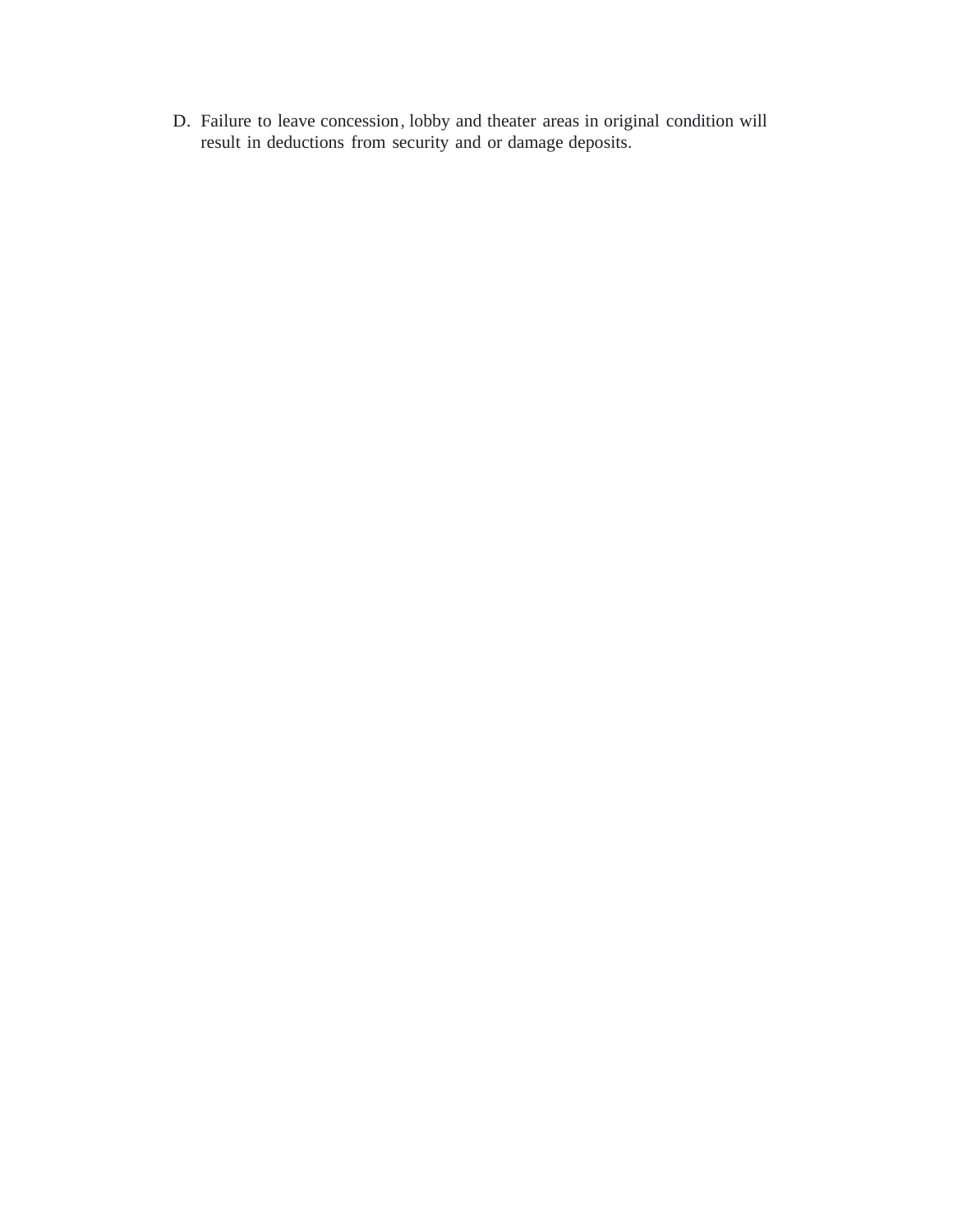D. Failure to leave concession, lobby and theater areas in original condition will result in deductions from security and or damage deposits.